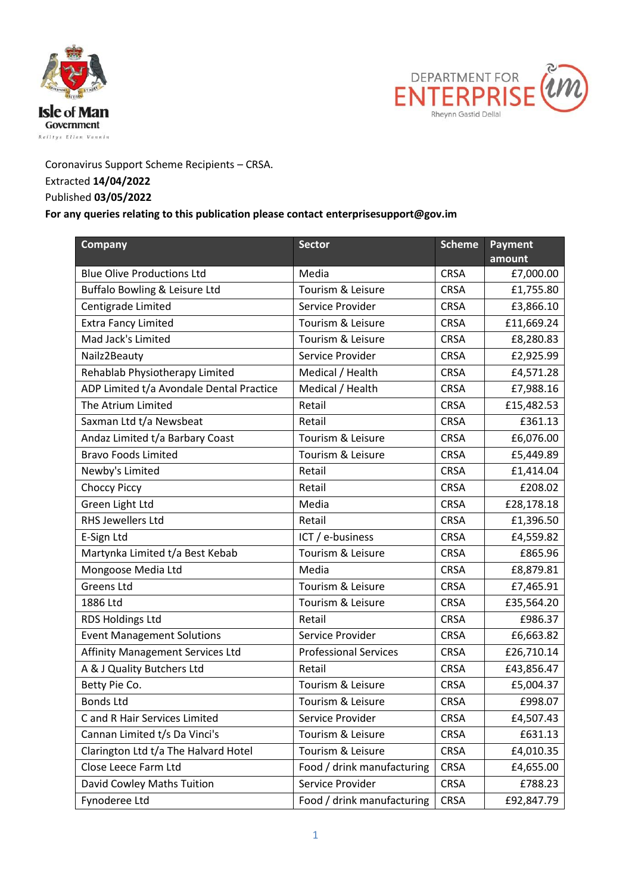Isle of Man Government

DEPARTMENT FOR ENTERPRISE

Coronavirus Support Scheme Recipients – CRSA.
Extracted **14/04/2022**
Published **03/05/2022**
**For any queries relating to this publication please contact enterprisesupport@gov.im**

| Company | Sector | Scheme | Payment amount |
|---|---|---|---|
| Blue Olive Productions Ltd | Media | CRSA | £7,000.00 |
| Buffalo Bowling & Leisure Ltd | Tourism & Leisure | CRSA | £1,755.80 |
| Centigrade Limited | Service Provider | CRSA | £3,866.10 |
| Extra Fancy Limited | Tourism & Leisure | CRSA | £11,669.24 |
| Mad Jack's Limited | Tourism & Leisure | CRSA | £8,280.83 |
| Nailz2Beauty | Service Provider | CRSA | £2,925.99 |
| Rehablab Physiotherapy Limited | Medical / Health | CRSA | £4,571.28 |
| ADP Limited t/a Avondale Dental Practice | Medical / Health | CRSA | £7,988.16 |
| The Atrium Limited | Retail | CRSA | £15,482.53 |
| Saxman Ltd t/a Newsbeat | Retail | CRSA | £361.13 |
| Andaz Limited t/a Barbary Coast | Tourism & Leisure | CRSA | £6,076.00 |
| Bravo Foods Limited | Tourism & Leisure | CRSA | £5,449.89 |
| Newby's Limited | Retail | CRSA | £1,414.04 |
| Choccy Piccy | Retail | CRSA | £208.02 |
| Green Light Ltd | Media | CRSA | £28,178.18 |
| RHS Jewellers Ltd | Retail | CRSA | £1,396.50 |
| E-Sign Ltd | ICT / e-business | CRSA | £4,559.82 |
| Martynka Limited t/a Best Kebab | Tourism & Leisure | CRSA | £865.96 |
| Mongoose Media Ltd | Media | CRSA | £8,879.81 |
| Greens Ltd | Tourism & Leisure | CRSA | £7,465.91 |
| 1886 Ltd | Tourism & Leisure | CRSA | £35,564.20 |
| RDS Holdings Ltd | Retail | CRSA | £986.37 |
| Event Management Solutions | Service Provider | CRSA | £6,663.82 |
| Affinity Management Services Ltd | Professional Services | CRSA | £26,710.14 |
| A & J Quality Butchers Ltd | Retail | CRSA | £43,856.47 |
| Betty Pie Co. | Tourism & Leisure | CRSA | £5,004.37 |
| Bonds Ltd | Tourism & Leisure | CRSA | £998.07 |
| C and R Hair Services Limited | Service Provider | CRSA | £4,507.43 |
| Cannan Limited t/s Da Vinci's | Tourism & Leisure | CRSA | £631.13 |
| Clarington Ltd t/a The Halvard Hotel | Tourism & Leisure | CRSA | £4,010.35 |
| Close Leece Farm Ltd | Food / drink manufacturing | CRSA | £4,655.00 |
| David Cowley Maths Tuition | Service Provider | CRSA | £788.23 |
| Fynoderee Ltd | Food / drink manufacturing | CRSA | £92,847.79 |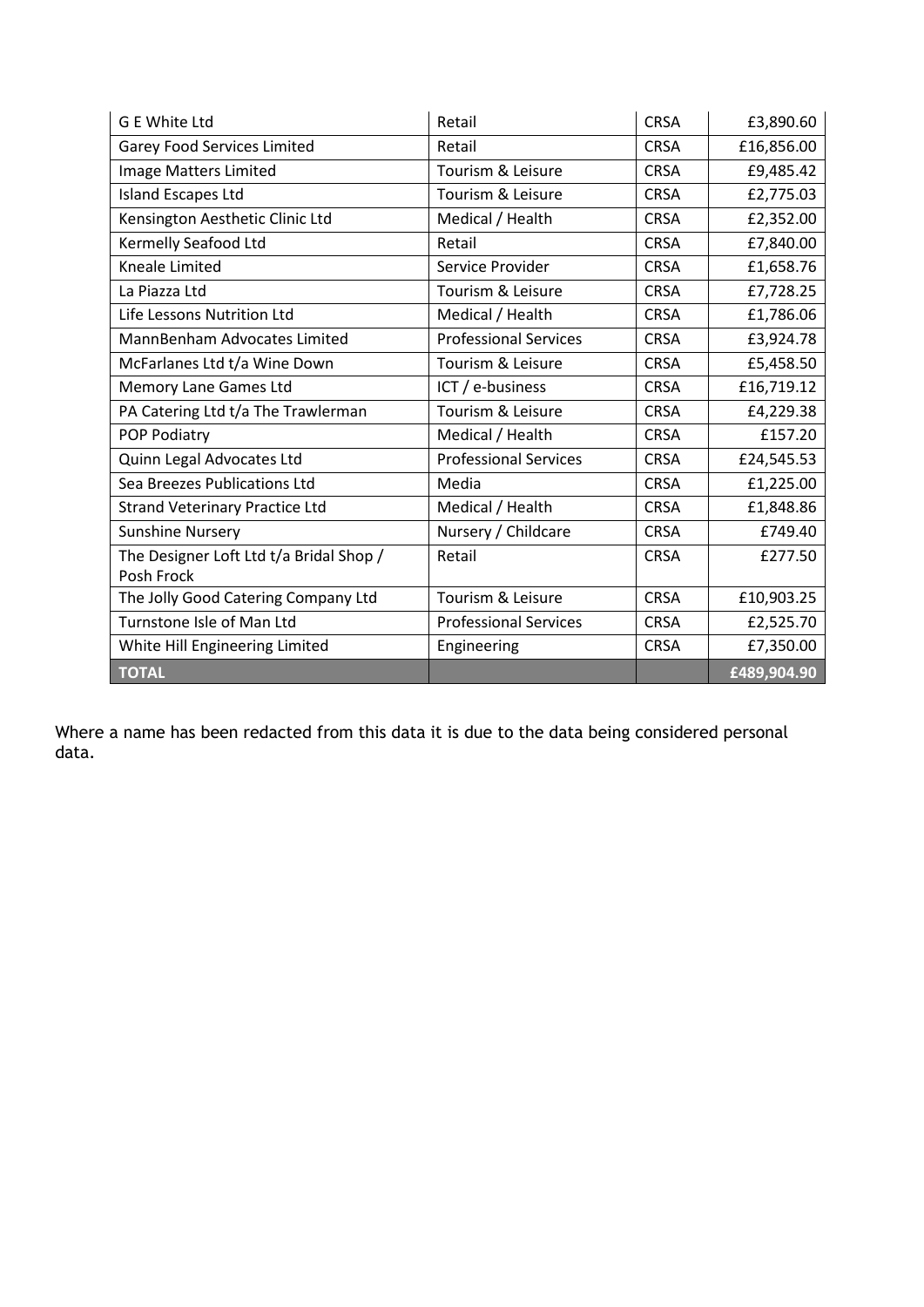| | | | |
|---|---|---|---|
| G E White Ltd | Retail | CRSA | £3,890.60 |
| Garey Food Services Limited | Retail | CRSA | £16,856.00 |
| Image Matters Limited | Tourism & Leisure | CRSA | £9,485.42 |
| Island Escapes Ltd | Tourism & Leisure | CRSA | £2,775.03 |
| Kensington Aesthetic Clinic Ltd | Medical / Health | CRSA | £2,352.00 |
| Kermelly Seafood Ltd | Retail | CRSA | £7,840.00 |
| Kneale Limited | Service Provider | CRSA | £1,658.76 |
| La Piazza Ltd | Tourism & Leisure | CRSA | £7,728.25 |
| Life Lessons Nutrition Ltd | Medical / Health | CRSA | £1,786.06 |
| MannBenham Advocates Limited | Professional Services | CRSA | £3,924.78 |
| McFarlanes Ltd t/a Wine Down | Tourism & Leisure | CRSA | £5,458.50 |
| Memory Lane Games Ltd | ICT / e-business | CRSA | £16,719.12 |
| PA Catering Ltd t/a The Trawlerman | Tourism & Leisure | CRSA | £4,229.38 |
| POP Podiatry | Medical / Health | CRSA | £157.20 |
| Quinn Legal Advocates Ltd | Professional Services | CRSA | £24,545.53 |
| Sea Breezes Publications Ltd | Media | CRSA | £1,225.00 |
| Strand Veterinary Practice Ltd | Medical / Health | CRSA | £1,848.86 |
| Sunshine Nursery | Nursery / Childcare | CRSA | £749.40 |
| The Designer Loft Ltd t/a Bridal Shop / Posh Frock | Retail | CRSA | £277.50 |
| The Jolly Good Catering Company Ltd | Tourism & Leisure | CRSA | £10,903.25 |
| Turnstone Isle of Man Ltd | Professional Services | CRSA | £2,525.70 |
| White Hill Engineering Limited | Engineering | CRSA | £7,350.00 |
| **TOTAL** | | | **£489,904.90** |

Where a name has been redacted from this data it is due to the data being considered personal data.